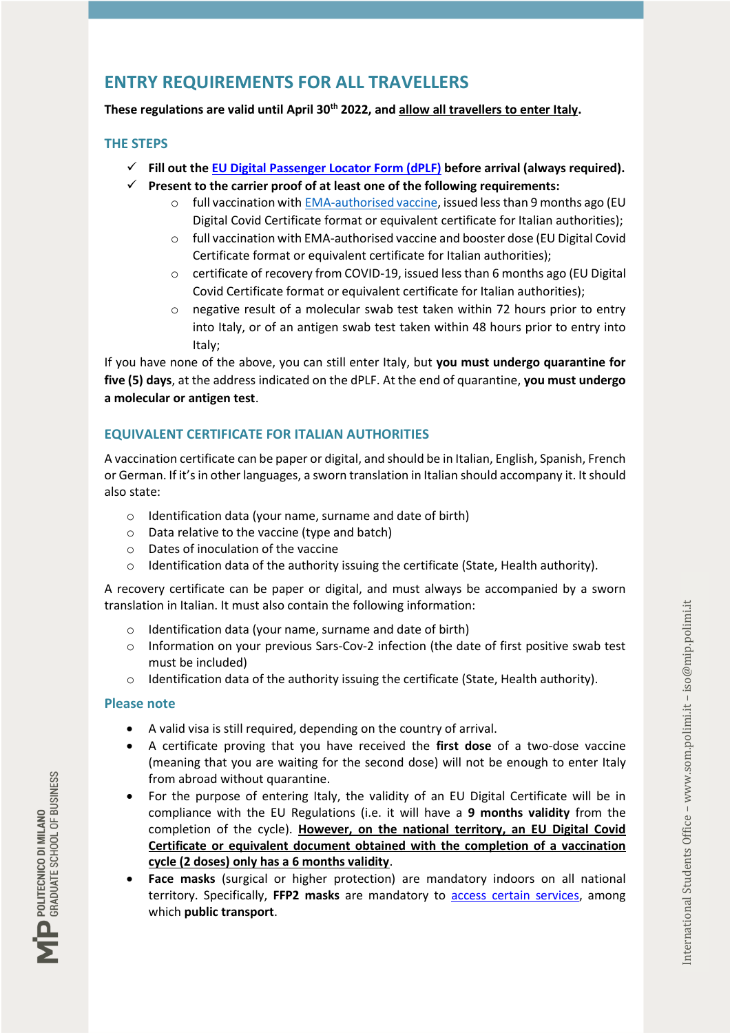# ENTRY REQUIREMENTS FOR ALL TRAVELLERS

**These regulations are valid until April 30th 2022, and allow all travellers to enter Italy.**

## THE STEPS

- ✓ **Fill out the EU Digital Passenger Locator Form (dPLF) before arrival (always required).**
- ✓ **Present to the carrier proof of at least one of the following requirements:**
  - full vaccination with EMA-authorised vaccine, issued less than 9 months ago (EU Digital Covid Certificate format or equivalent certificate for Italian authorities);
  - full vaccination with EMA-authorised vaccine and booster dose (EU Digital Covid Certificate format or equivalent certificate for Italian authorities);
  - certificate of recovery from COVID-19, issued less than 6 months ago (EU Digital Covid Certificate format or equivalent certificate for Italian authorities);
  - negative result of a molecular swab test taken within 72 hours prior to entry into Italy, or of an antigen swab test taken within 48 hours prior to entry into Italy;

If you have none of the above, you can still enter Italy, but **you must undergo quarantine for five (5) days**, at the address indicated on the dPLF. At the end of quarantine, **you must undergo a molecular or antigen test**.

## EQUIVALENT CERTIFICATE FOR ITALIAN AUTHORITIES

A vaccination certificate can be paper or digital, and should be in Italian, English, Spanish, French or German. If it's in other languages, a sworn translation in Italian should accompany it. It should also state:

- Identification data (your name, surname and date of birth)
- Data relative to the vaccine (type and batch)
- Dates of inoculation of the vaccine
- Identification data of the authority issuing the certificate (State, Health authority).

A recovery certificate can be paper or digital, and must always be accompanied by a sworn translation in Italian. It must also contain the following information:

- Identification data (your name, surname and date of birth)
- Information on your previous Sars-Cov-2 infection (the date of first positive swab test must be included)
- Identification data of the authority issuing the certificate (State, Health authority).

## Please note

- A valid visa is still required, depending on the country of arrival.
- A certificate proving that you have received the **first dose** of a two-dose vaccine (meaning that you are waiting for the second dose) will not be enough to enter Italy from abroad without quarantine.
- For the purpose of entering Italy, the validity of an EU Digital Certificate will be in compliance with the EU Regulations (i.e. it will have a **9 months validity** from the completion of the cycle). **However, on the national territory, an EU Digital Covid Certificate or equivalent document obtained with the completion of a vaccination cycle (2 doses) only has a 6 months validity**.
- **Face masks** (surgical or higher protection) are mandatory indoors on all national territory. Specifically, **FFP2 masks** are mandatory to access certain services, among which **public transport**.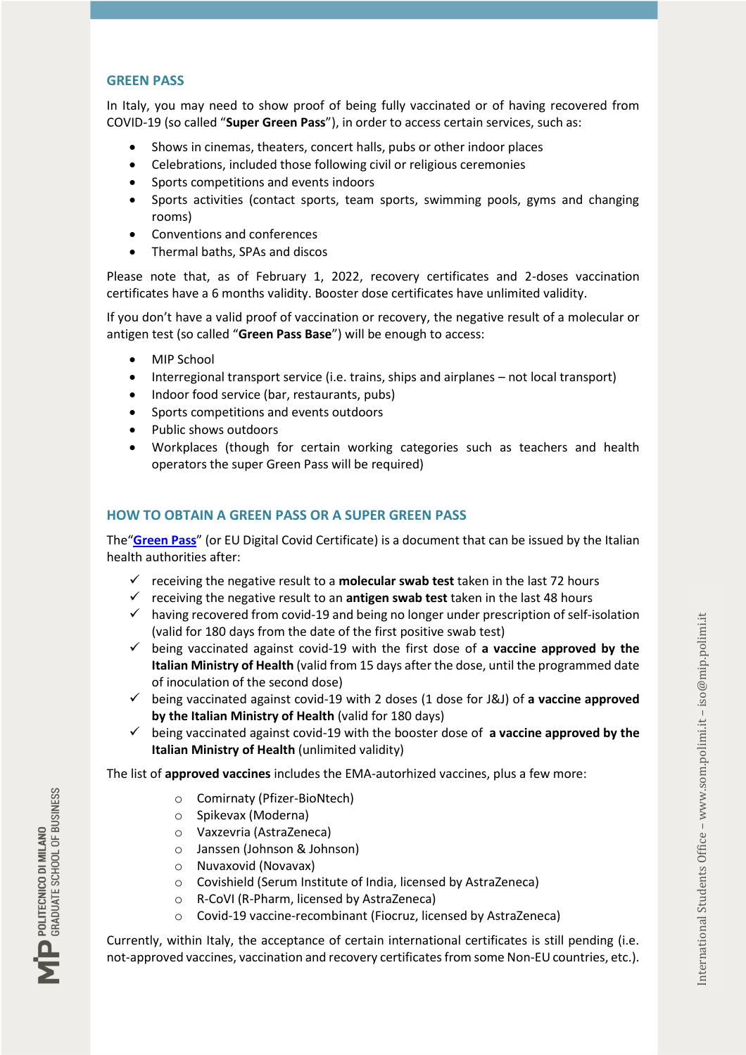## GREEN PASS

In Italy, you may need to show proof of being fully vaccinated or of having recovered from COVID-19 (so called "**Super Green Pass**"), in order to access certain services, such as:

- Shows in cinemas, theaters, concert halls, pubs or other indoor places
- Celebrations, included those following civil or religious ceremonies
- Sports competitions and events indoors
- Sports activities (contact sports, team sports, swimming pools, gyms and changing rooms)
- Conventions and conferences
- Thermal baths, SPAs and discos

Please note that, as of February 1, 2022, recovery certificates and 2-doses vaccination certificates have a 6 months validity. Booster dose certificates have unlimited validity.

If you don't have a valid proof of vaccination or recovery, the negative result of a molecular or antigen test (so called "**Green Pass Base**") will be enough to access:

- MIP School
- Interregional transport service (i.e. trains, ships and airplanes – not local transport)
- Indoor food service (bar, restaurants, pubs)
- Sports competitions and events outdoors
- Public shows outdoors
- Workplaces (though for certain working categories such as teachers and health operators the super Green Pass will be required)

## HOW TO OBTAIN A GREEN PASS OR A SUPER GREEN PASS

The"**Green Pass**" (or EU Digital Covid Certificate) is a document that can be issued by the Italian health authorities after:

- ✓ receiving the negative result to a **molecular swab test** taken in the last 72 hours
- ✓ receiving the negative result to an **antigen swab test** taken in the last 48 hours
- ✓ having recovered from covid-19 and being no longer under prescription of self-isolation (valid for 180 days from the date of the first positive swab test)
- ✓ being vaccinated against covid-19 with the first dose of **a vaccine approved by the Italian Ministry of Health** (valid from 15 days after the dose, until the programmed date of inoculation of the second dose)
- ✓ being vaccinated against covid-19 with 2 doses (1 dose for J&J) of **a vaccine approved by the Italian Ministry of Health** (valid for 180 days)
- ✓ being vaccinated against covid-19 with the booster dose of **a vaccine approved by the Italian Ministry of Health** (unlimited validity)

The list of **approved vaccines** includes the EMA-autorhized vaccines, plus a few more:

- Comirnaty (Pfizer-BioNtech)
- Spikevax (Moderna)
- Vaxzevria (AstraZeneca)
- Janssen (Johnson & Johnson)
- Nuvaxovid (Novavax)
- Covishield (Serum Institute of India, licensed by AstraZeneca)
- R-CoVI (R-Pharm, licensed by AstraZeneca)
- Covid-19 vaccine-recombinant (Fiocruz, licensed by AstraZeneca)

Currently, within Italy, the acceptance of certain international certificates is still pending (i.e. not-approved vaccines, vaccination and recovery certificates from some Non-EU countries, etc.).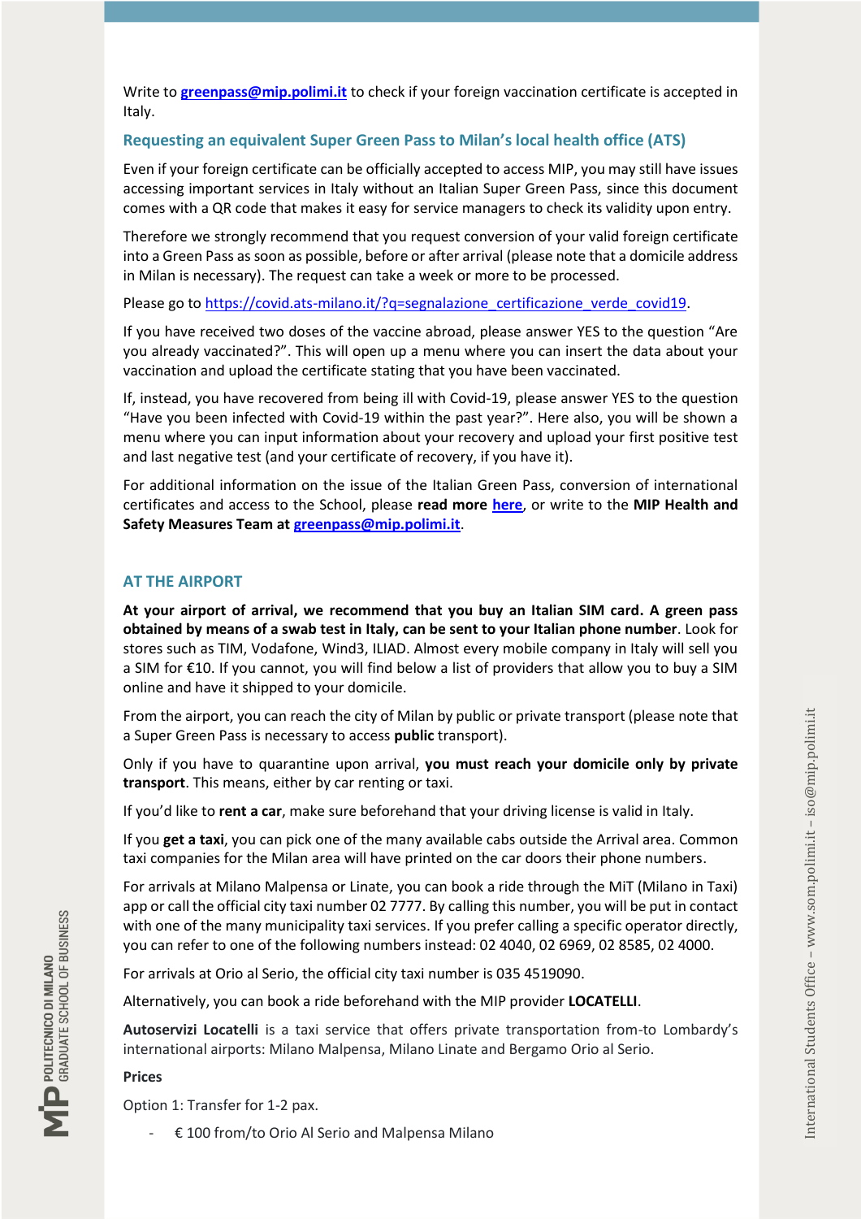Write to **greenpass@mip.polimi.it** to check if your foreign vaccination certificate is accepted in Italy.

### Requesting an equivalent Super Green Pass to Milan's local health office (ATS)

Even if your foreign certificate can be officially accepted to access MIP, you may still have issues accessing important services in Italy without an Italian Super Green Pass, since this document comes with a QR code that makes it easy for service managers to check its validity upon entry.

Therefore we strongly recommend that you request conversion of your valid foreign certificate into a Green Pass as soon as possible, before or after arrival (please note that a domicile address in Milan is necessary). The request can take a week or more to be processed.

Please go to https://covid.ats-milano.it/?q=segnalazione_certificazione_verde_covid19.

If you have received two doses of the vaccine abroad, please answer YES to the question "Are you already vaccinated?". This will open up a menu where you can insert the data about your vaccination and upload the certificate stating that you have been vaccinated.

If, instead, you have recovered from being ill with Covid-19, please answer YES to the question "Have you been infected with Covid-19 within the past year?". Here also, you will be shown a menu where you can input information about your recovery and upload your first positive test and last negative test (and your certificate of recovery, if you have it).

For additional information on the issue of the Italian Green Pass, conversion of international certificates and access to the School, please **read more here**, or write to the **MIP Health and Safety Measures Team at greenpass@mip.polimi.it**.

## AT THE AIRPORT

**At your airport of arrival, we recommend that you buy an Italian SIM card. A green pass obtained by means of a swab test in Italy, can be sent to your Italian phone number**. Look for stores such as TIM, Vodafone, Wind3, ILIAD. Almost every mobile company in Italy will sell you a SIM for €10. If you cannot, you will find below a list of providers that allow you to buy a SIM online and have it shipped to your domicile.

From the airport, you can reach the city of Milan by public or private transport (please note that a Super Green Pass is necessary to access **public** transport).

Only if you have to quarantine upon arrival, **you must reach your domicile only by private transport**. This means, either by car renting or taxi.

If you'd like to **rent a car**, make sure beforehand that your driving license is valid in Italy.

If you **get a taxi**, you can pick one of the many available cabs outside the Arrival area. Common taxi companies for the Milan area will have printed on the car doors their phone numbers.

For arrivals at Milano Malpensa or Linate, you can book a ride through the MiT (Milano in Taxi) app or call the official city taxi number 02 7777. By calling this number, you will be put in contact with one of the many municipality taxi services. If you prefer calling a specific operator directly, you can refer to one of the following numbers instead: 02 4040, 02 6969, 02 8585, 02 4000.

For arrivals at Orio al Serio, the official city taxi number is 035 4519090.

Alternatively, you can book a ride beforehand with the MIP provider **LOCATELLI**.

**Autoservizi Locatelli** is a taxi service that offers private transportation from-to Lombardy's international airports: Milano Malpensa, Milano Linate and Bergamo Orio al Serio.

**Prices**

Option 1: Transfer for 1-2 pax.

- € 100 from/to Orio Al Serio and Malpensa Milano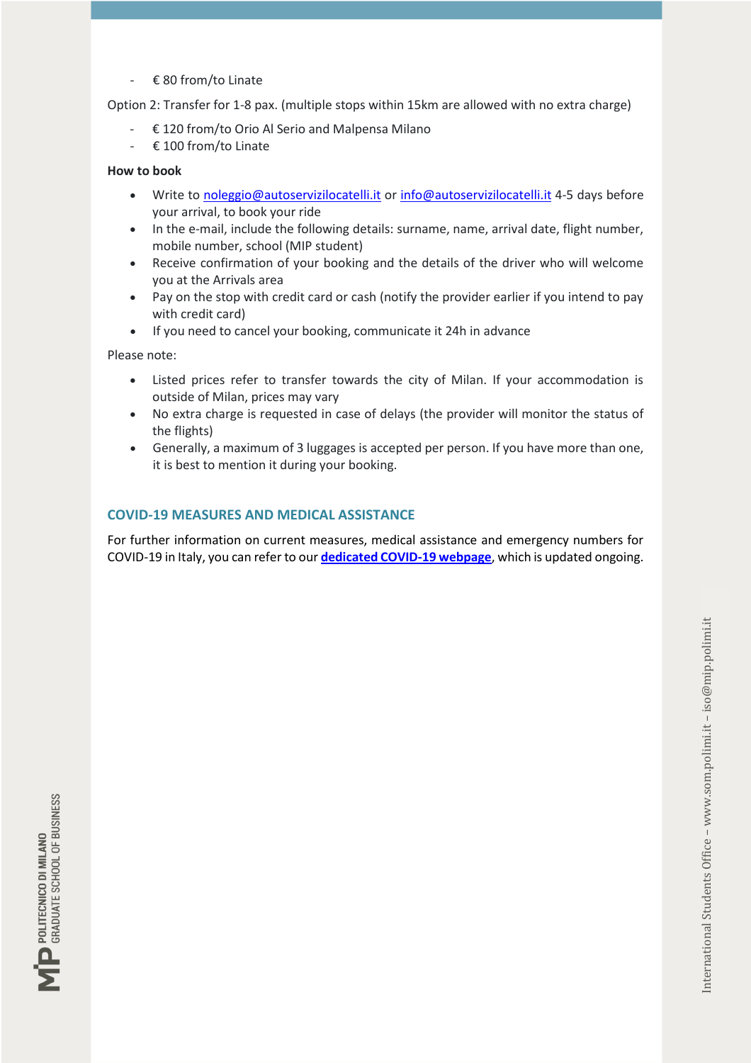- € 80 from/to Linate

Option 2: Transfer for 1-8 pax. (multiple stops within 15km are allowed with no extra charge)

- € 120 from/to Orio Al Serio and Malpensa Milano
- € 100 from/to Linate

**How to book**

- Write to noleggio@autoservizilocatelli.it or info@autoservizilocatelli.it 4-5 days before your arrival, to book your ride
- In the e-mail, include the following details: surname, name, arrival date, flight number, mobile number, school (MIP student)
- Receive confirmation of your booking and the details of the driver who will welcome you at the Arrivals area
- Pay on the stop with credit card or cash (notify the provider earlier if you intend to pay with credit card)
- If you need to cancel your booking, communicate it 24h in advance

Please note:

- Listed prices refer to transfer towards the city of Milan. If your accommodation is outside of Milan, prices may vary
- No extra charge is requested in case of delays (the provider will monitor the status of the flights)
- Generally, a maximum of 3 luggages is accepted per person. If you have more than one, it is best to mention it during your booking.

## COVID-19 MEASURES AND MEDICAL ASSISTANCE

For further information on current measures, medical assistance and emergency numbers for COVID-19 in Italy, you can refer to our **dedicated COVID-19 webpage**, which is updated ongoing.